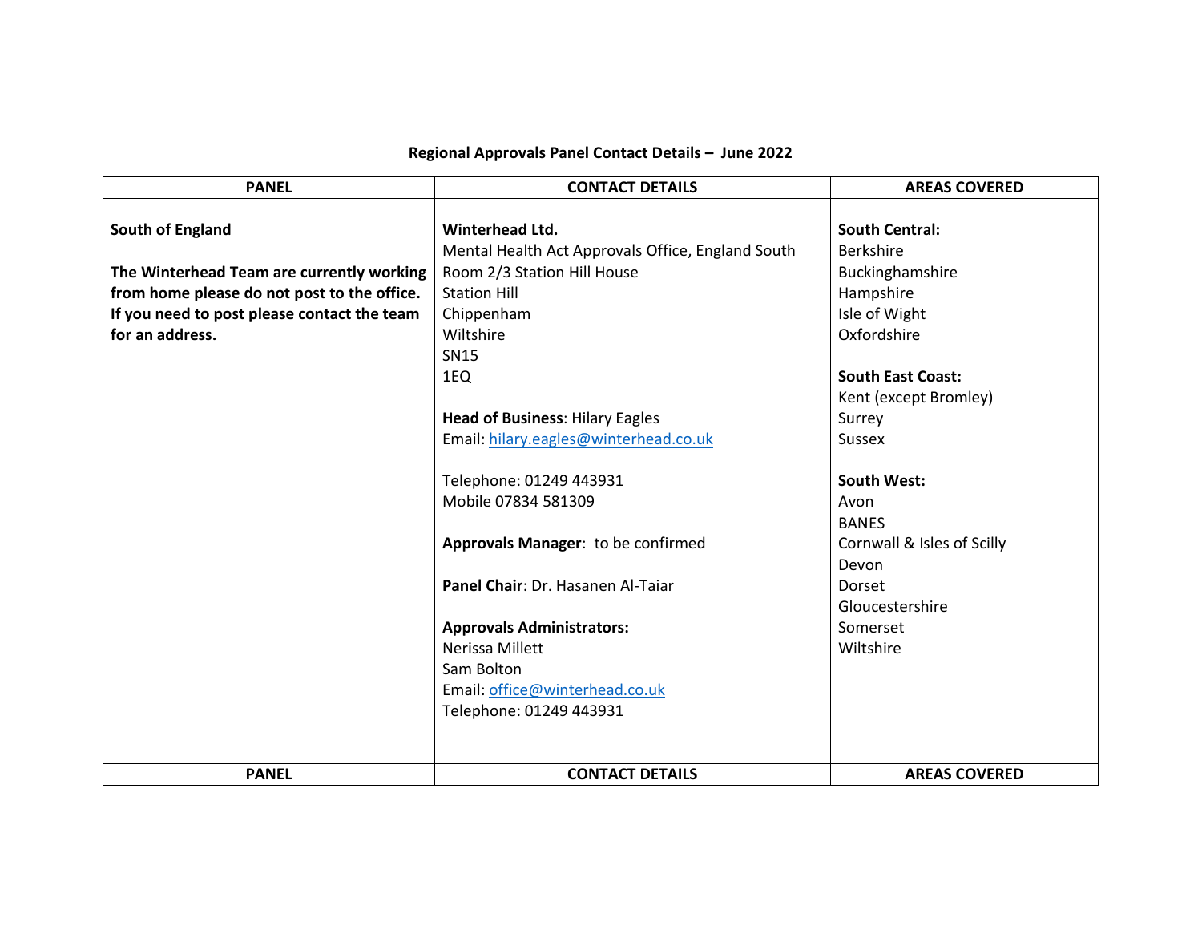**Regional Approvals Panel Contact Details – June 2022**

| PANEL | CONTACT DETAILS | AREAS COVERED |
|---|---|---|
| **South of England**<br><br>**The Winterhead Team are currently working from home please do not post to the office. If you need to post please contact the team for an address.** | **Winterhead Ltd.**<br>Mental Health Act Approvals Office, England South<br>Room 2/3 Station Hill House<br>Station Hill<br>Chippenham<br>Wiltshire<br>SN15<br>1EQ<br><br>**Head of Business**: Hilary Eagles<br>Email: hilary.eagles@winterhead.co.uk<br><br>Telephone: 01249 443931<br>Mobile 07834 581309<br><br>**Approvals Manager**: to be confirmed<br><br>**Panel Chair**: Dr. Hasanen Al-Taiar<br><br>**Approvals Administrators:**<br>Nerissa Millett<br>Sam Bolton<br>Email: office@winterhead.co.uk<br>Telephone: 01249 443931 | **South Central:**<br>Berkshire<br>Buckinghamshire<br>Hampshire<br>Isle of Wight<br>Oxfordshire<br><br>**South East Coast:**<br>Kent (except Bromley)<br>Surrey<br>Sussex<br><br>**South West:**<br>Avon<br>BANES<br>Cornwall & Isles of Scilly<br>Devon<br>Dorset<br>Gloucestershire<br>Somerset<br>Wiltshire |
| **PANEL** | **CONTACT DETAILS** | **AREAS COVERED** |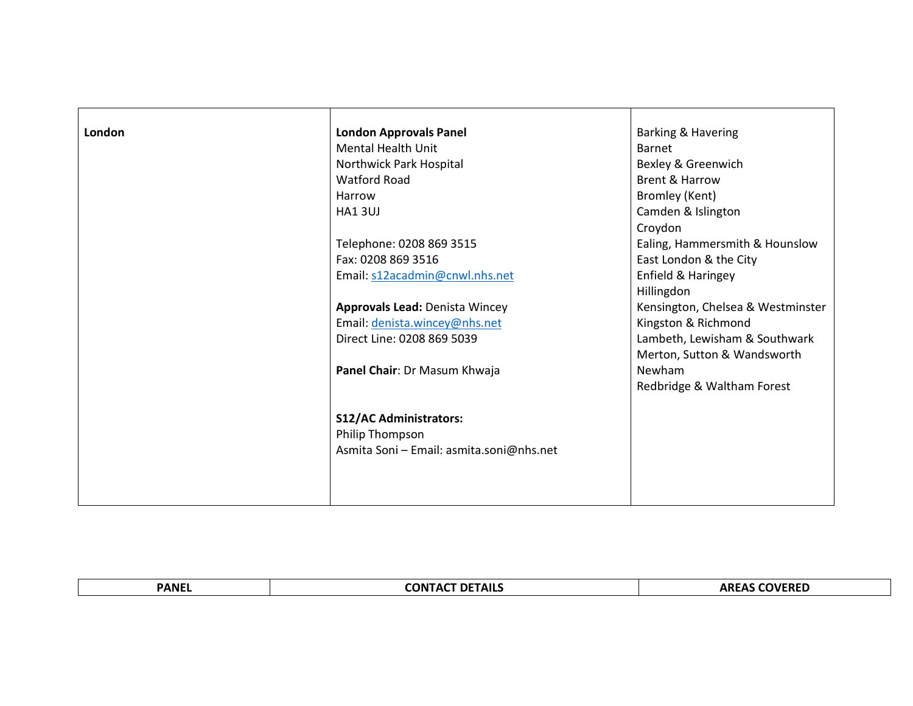| PANEL | CONTACT DETAILS | AREAS COVERED |
|---|---|---|
| **London** | **London Approvals Panel**<br>Mental Health Unit<br>Northwick Park Hospital<br>Watford Road<br>Harrow<br>HA1 3UJ<br><br>Telephone: 0208 869 3515<br>Fax: 0208 869 3516<br>Email: s12acadmin@cnwl.nhs.net<br><br>**Approvals Lead:** Denista Wincey<br>Email: denista.wincey@nhs.net<br>Direct Line: 0208 869 5039<br><br>**Panel Chair**: Dr Masum Khwaja<br><br>**S12/AC Administrators:**<br>Philip Thompson<br>Asmita Soni – Email: asmita.soni@nhs.net | Barking & Havering<br>Barnet<br>Bexley & Greenwich<br>Brent & Harrow<br>Bromley (Kent)<br>Camden & Islington<br>Croydon<br>Ealing, Hammersmith & Hounslow<br>East London & the City<br>Enfield & Haringey<br>Hillingdon<br>Kensington, Chelsea & Westminster<br>Kingston & Richmond<br>Lambeth, Lewisham & Southwark<br>Merton, Sutton & Wandsworth<br>Newham<br>Redbridge & Waltham Forest |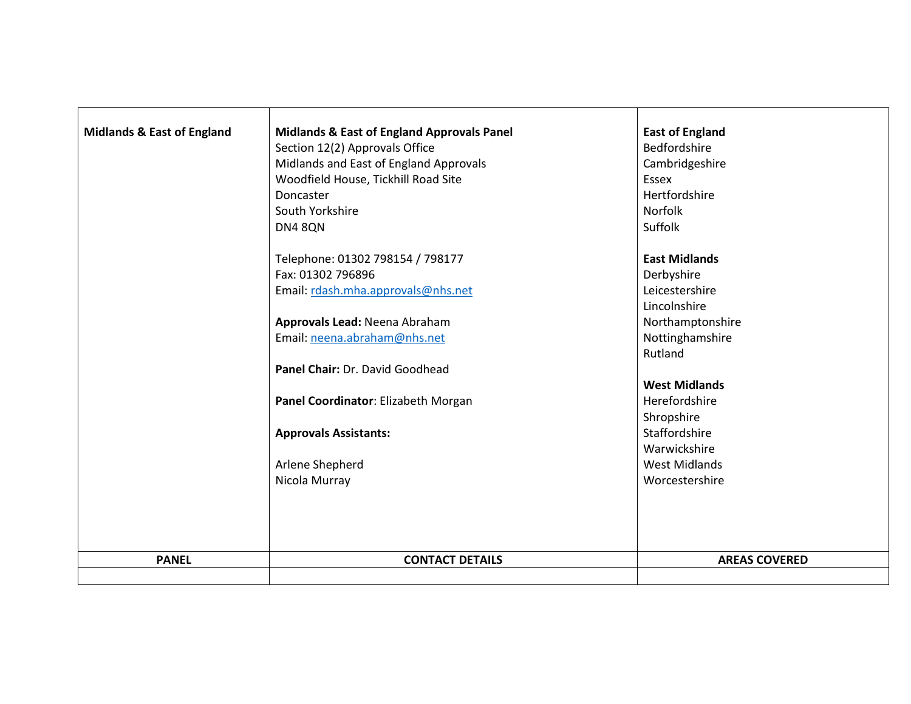| **Midlands & East of England** | **Midlands & East of England Approvals Panel**<br>Section 12(2) Approvals Office<br>Midlands and East of England Approvals<br>Woodfield House, Tickhill Road Site<br>Doncaster<br>South Yorkshire<br>DN4 8QN<br><br>Telephone: 01302 798154 / 798177<br>Fax: 01302 796896<br>Email: rdash.mha.approvals@nhs.net<br><br>**Approvals Lead:** Neena Abraham<br>Email: neena.abraham@nhs.net<br><br>**Panel Chair:** Dr. David Goodhead<br><br>**Panel Coordinator**: Elizabeth Morgan<br><br>**Approvals Assistants:**<br><br>Arlene Shepherd<br>Nicola Murray | **East of England**<br>Bedfordshire<br>Cambridgeshire<br>Essex<br>Hertfordshire<br>Norfolk<br>Suffolk<br><br>**East Midlands**<br>Derbyshire<br>Leicestershire<br>Lincolnshire<br>Northamptonshire<br>Nottinghamshire<br>Rutland<br><br>**West Midlands**<br>Herefordshire<br>Shropshire<br>Staffordshire<br>Warwickshire<br>West Midlands<br>Worcestershire |
|---|---|---|
| **PANEL** | **CONTACT DETAILS** | **AREAS COVERED** |
| | | |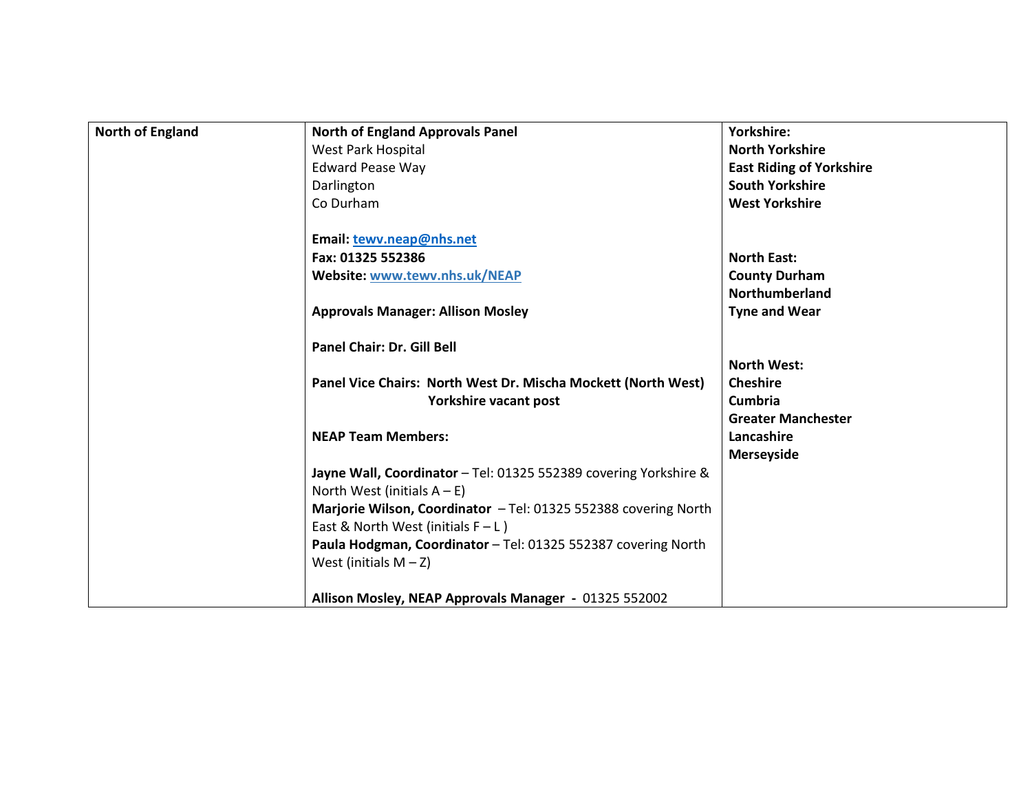| | | |
|---|---|---|
| **North of England** | **North of England Approvals Panel**<br>West Park Hospital<br>Edward Pease Way<br>Darlington<br>Co Durham<br><br>**Email: tewv.neap@nhs.net**<br>**Fax: 01325 552386**<br>**Website: www.tewv.nhs.uk/NEAP**<br><br>**Approvals Manager: Allison Mosley**<br><br>**Panel Chair: Dr. Gill Bell**<br><br>**Panel Vice Chairs: North West Dr. Mischa Mockett (North West)**<br>**Yorkshire vacant post**<br><br>**NEAP Team Members:**<br><br>**Jayne Wall, Coordinator** – Tel: 01325 552389 covering Yorkshire & North West (initials A – E)<br>**Marjorie Wilson, Coordinator** – Tel: 01325 552388 covering North East & North West (initials F – L )<br>**Paula Hodgman, Coordinator** – Tel: 01325 552387 covering North West (initials M – Z)<br><br>**Allison Mosley, NEAP Approvals Manager -** 01325 552002 | **Yorkshire:**<br>**North Yorkshire**<br>**East Riding of Yorkshire**<br>**South Yorkshire**<br>**West Yorkshire**<br><br>**North East:**<br>**County Durham**<br>**Northumberland**<br>**Tyne and Wear**<br><br>**North West:**<br>**Cheshire**<br>**Cumbria**<br>**Greater Manchester**<br>**Lancashire**<br>**Merseyside** |